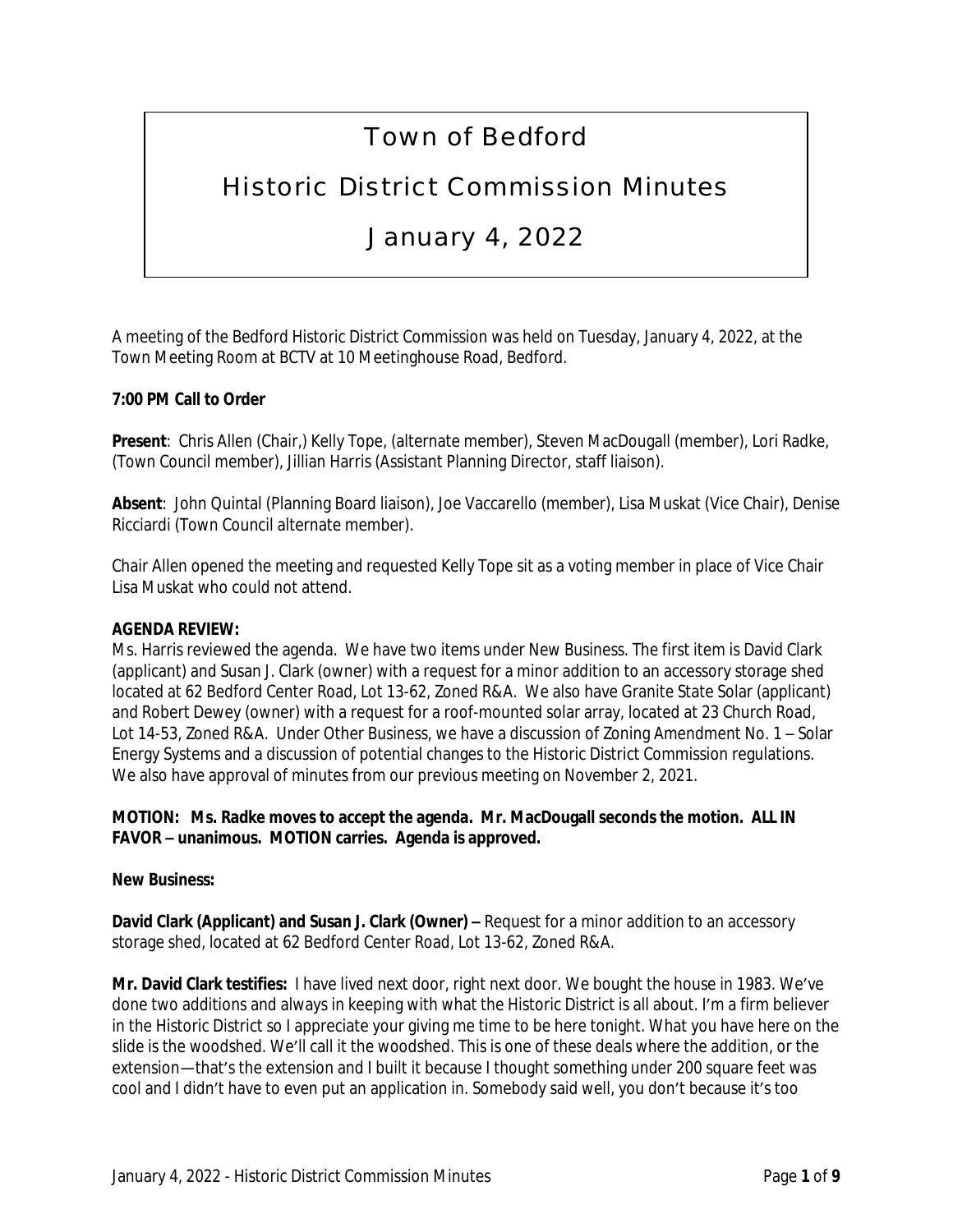# Town of Bedford

## Historic District Commission Minutes

## January 4, 2022

A meeting of the Bedford Historic District Commission was held on Tuesday, January 4, 2022, at the Town Meeting Room at BCTV at 10 Meetinghouse Road, Bedford.

**7:00 PM Call to Order**

**Present**: Chris Allen (Chair,) Kelly Tope, (alternate member), Steven MacDougall (member), Lori Radke, (Town Council member), Jillian Harris (Assistant Planning Director, staff liaison).

**Absent**: John Quintal (Planning Board liaison), Joe Vaccarello (member), Lisa Muskat (Vice Chair), Denise Ricciardi (Town Council alternate member).

Chair Allen opened the meeting and requested Kelly Tope sit as a voting member in place of Vice Chair Lisa Muskat who could not attend.

**AGENDA REVIEW:**

Ms. Harris reviewed the agenda. We have two items under New Business. The first item is David Clark (applicant) and Susan J. Clark (owner) with a request for a minor addition to an accessory storage shed located at 62 Bedford Center Road, Lot 13-62, Zoned R&A. We also have Granite State Solar (applicant) and Robert Dewey (owner) with a request for a roof-mounted solar array, located at 23 Church Road, Lot 14-53, Zoned R&A. Under Other Business, we have a discussion of Zoning Amendment No. 1 – Solar Energy Systems and a discussion of potential changes to the Historic District Commission regulations. We also have approval of minutes from our previous meeting on November 2, 2021.

**MOTION: Ms. Radke moves to accept the agenda. Mr. MacDougall seconds the motion. ALL IN FAVOR – unanimous. MOTION carries. Agenda is approved.**

**New Business:**

**David Clark (Applicant) and Susan J. Clark (Owner) –** Request for a minor addition to an accessory storage shed, located at 62 Bedford Center Road, Lot 13-62, Zoned R&A.

**Mr. David Clark testifies:** I have lived next door, right next door. We bought the house in 1983. We've done two additions and always in keeping with what the Historic District is all about. I'm a firm believer in the Historic District so I appreciate your giving me time to be here tonight. What you have here on the slide is the woodshed. We'll call it the woodshed. This is one of these deals where the addition, or the extension—that's the extension and I built it because I thought something under 200 square feet was cool and I didn't have to even put an application in. Somebody said well, you don't because it's too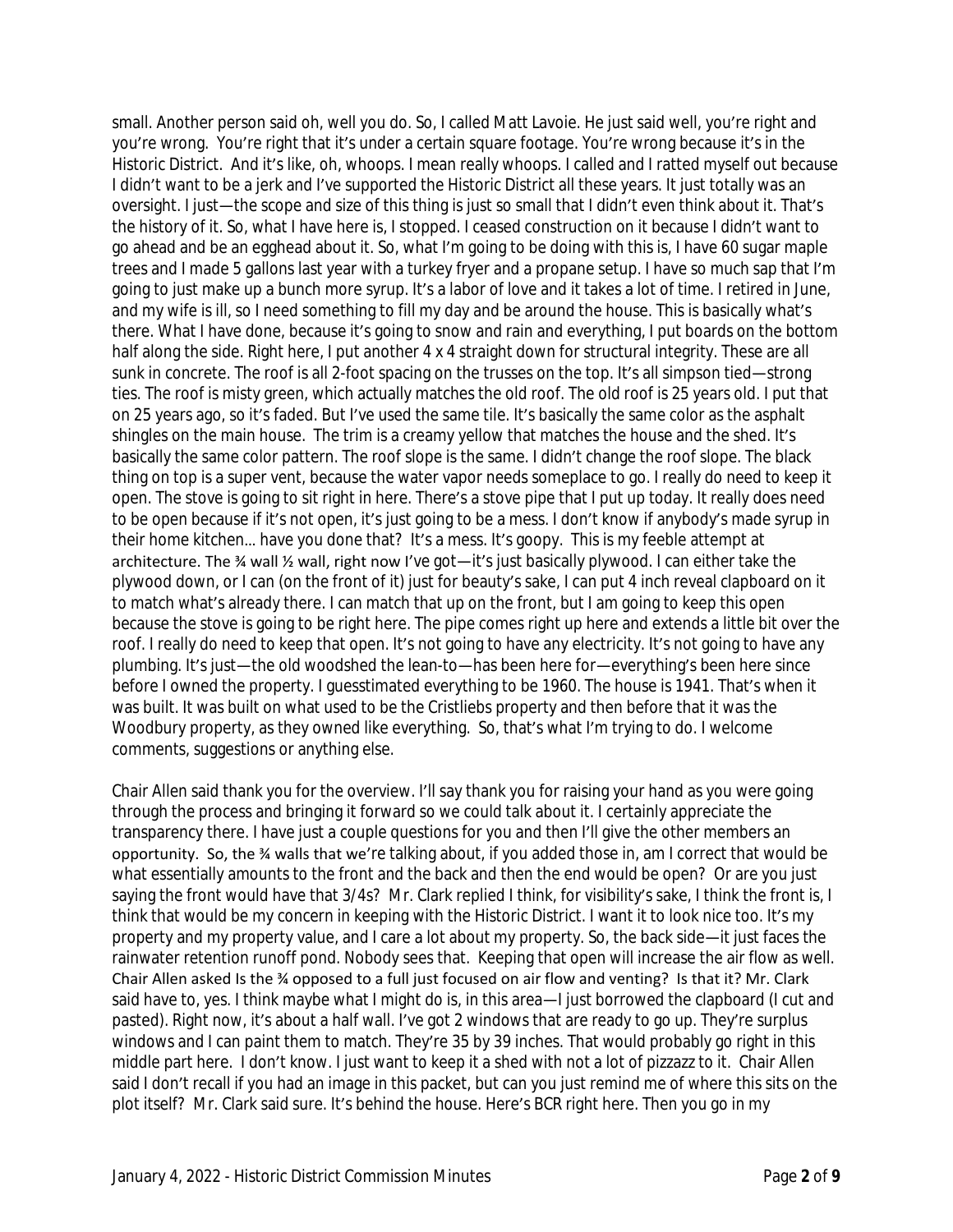small. Another person said oh, well you do. So, I called Matt Lavoie. He just said well, you're right and you're wrong. You're right that it's under a certain square footage. You're wrong because it's in the Historic District. And it's like, oh, whoops. I mean really whoops. I called and I ratted myself out because I didn't want to be a jerk and I've supported the Historic District all these years. It just totally was an oversight. I just—the scope and size of this thing is just so small that I didn't even think about it. That's the history of it. So, what I have here is, I stopped. I ceased construction on it because I didn't want to go ahead and be an egghead about it. So, what I'm going to be doing with this is, I have 60 sugar maple trees and I made 5 gallons last year with a turkey fryer and a propane setup. I have so much sap that I'm going to just make up a bunch more syrup. It's a labor of love and it takes a lot of time. I retired in June, and my wife is ill, so I need something to fill my day and be around the house. This is basically what's there. What I have done, because it's going to snow and rain and everything, I put boards on the bottom half along the side. Right here, I put another 4 x 4 straight down for structural integrity. These are all sunk in concrete. The roof is all 2-foot spacing on the trusses on the top. It's all simpson tied—strong ties. The roof is misty green, which actually matches the old roof. The old roof is 25 years old. I put that on 25 years ago, so it's faded. But I've used the same tile. It's basically the same color as the asphalt shingles on the main house. The trim is a creamy yellow that matches the house and the shed. It's basically the same color pattern. The roof slope is the same. I didn't change the roof slope. The black thing on top is a super vent, because the water vapor needs someplace to go. I really do need to keep it open. The stove is going to sit right in here. There's a stove pipe that I put up today. It really does need to be open because if it's not open, it's just going to be a mess. I don't know if anybody's made syrup in their home kitchen… have you done that? It's a mess. It's goopy. This is my feeble attempt at architecture. The ¾ wall ½ wall, right now I've got—it's just basically plywood. I can either take the plywood down, or I can (on the front of it) just for beauty's sake, I can put 4 inch reveal clapboard on it to match what's already there. I can match that up on the front, but I am going to keep this open because the stove is going to be right here. The pipe comes right up here and extends a little bit over the roof. I really do need to keep that open. It's not going to have any electricity. It's not going to have any plumbing. It's just—the old woodshed the lean-to—has been here for—everything's been here since before I owned the property. I guesstimated everything to be 1960. The house is 1941. That's when it was built. It was built on what used to be the Cristliebs property and then before that it was the Woodbury property, as they owned like everything. So, that's what I'm trying to do. I welcome comments, suggestions or anything else.

Chair Allen said thank you for the overview. I'll say thank you for raising your hand as you were going through the process and bringing it forward so we could talk about it. I certainly appreciate the transparency there. I have just a couple questions for you and then I'll give the other members an opportunity. So, the ¾ walls that we're talking about, if you added those in, am I correct that would be what essentially amounts to the front and the back and then the end would be open? Or are you just saying the front would have that 3/4s? Mr. Clark replied I think, for visibility's sake, I think the front is, I think that would be my concern in keeping with the Historic District. I want it to look nice too. It's my property and my property value, and I care a lot about my property. So, the back side—it just faces the rainwater retention runoff pond. Nobody sees that. Keeping that open will increase the air flow as well. Chair Allen asked Is the ¾ opposed to a full just focused on air flow and venting? Is that it? Mr. Clark said have to, yes. I think maybe what I might do is, in this area—I just borrowed the clapboard (I cut and pasted). Right now, it's about a half wall. I've got 2 windows that are ready to go up. They're surplus windows and I can paint them to match. They're 35 by 39 inches. That would probably go right in this middle part here. I don't know. I just want to keep it a shed with not a lot of pizzazz to it. Chair Allen said I don't recall if you had an image in this packet, but can you just remind me of where this sits on the plot itself? Mr. Clark said sure. It's behind the house. Here's BCR right here. Then you go in my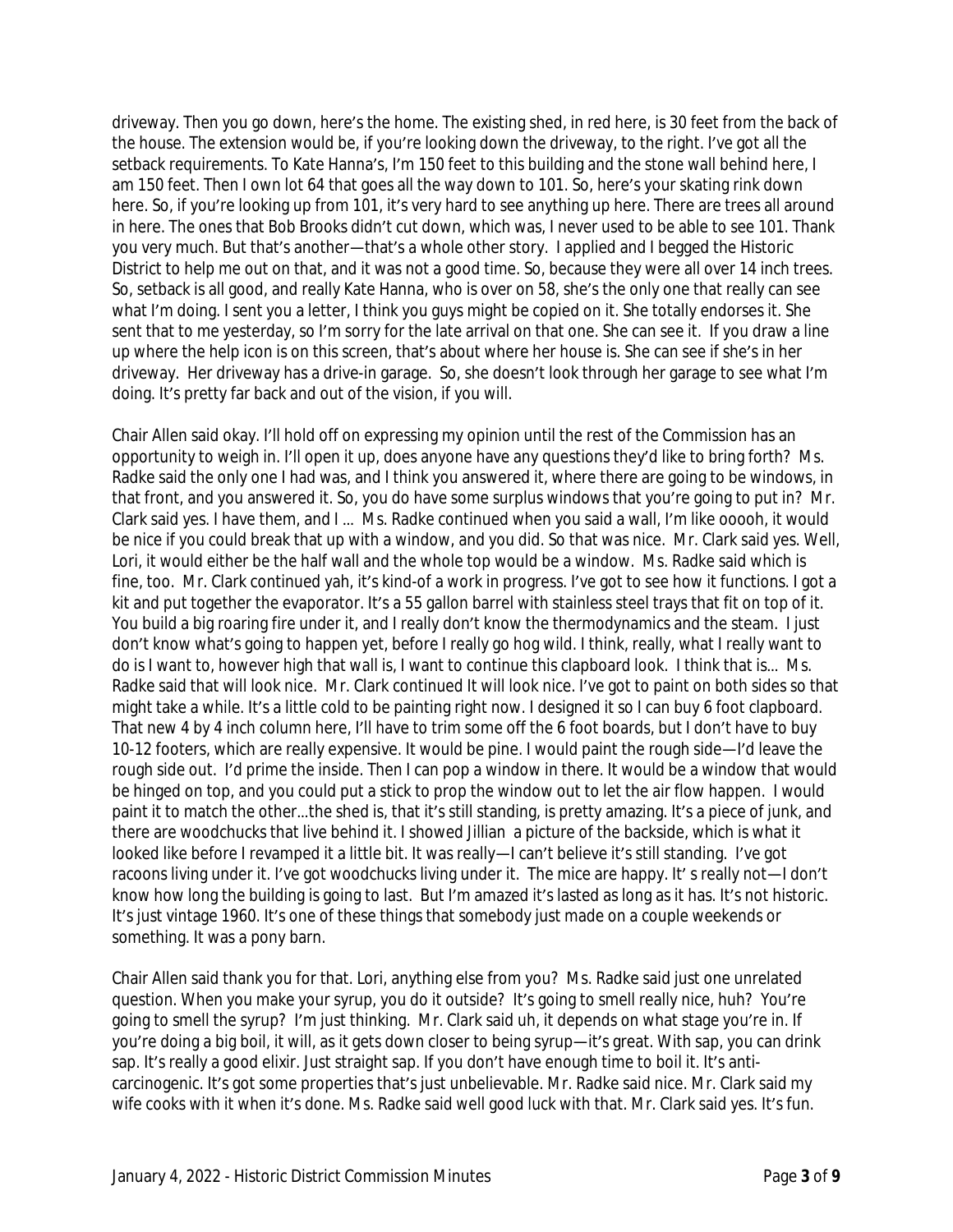driveway. Then you go down, here's the home. The existing shed, in red here, is 30 feet from the back of the house. The extension would be, if you're looking down the driveway, to the right. I've got all the setback requirements. To Kate Hanna's, I'm 150 feet to this building and the stone wall behind here, I am 150 feet. Then I own lot 64 that goes all the way down to 101. So, here's your skating rink down here. So, if you're looking up from 101, it's very hard to see anything up here. There are trees all around in here. The ones that Bob Brooks didn't cut down, which was, I never used to be able to see 101. Thank you very much. But that's another—that's a whole other story. I applied and I begged the Historic District to help me out on that, and it was not a good time. So, because they were all over 14 inch trees. So, setback is all good, and really Kate Hanna, who is over on 58, she's the only one that really can see what I'm doing. I sent you a letter, I think you guys might be copied on it. She totally endorses it. She sent that to me yesterday, so I'm sorry for the late arrival on that one. She can see it. If you draw a line up where the help icon is on this screen, that's about where her house is. She can see if she's in her driveway. Her driveway has a drive-in garage. So, she doesn't look through her garage to see what I'm doing. It's pretty far back and out of the vision, if you will.

Chair Allen said okay. I'll hold off on expressing my opinion until the rest of the Commission has an opportunity to weigh in. I'll open it up, does anyone have any questions they'd like to bring forth? Ms. Radke said the only one I had was, and I think you answered it, where there are going to be windows, in that front, and you answered it. So, you do have some surplus windows that you're going to put in? Mr. Clark said yes. I have them, and I ... Ms. Radke continued when you said a wall, I'm like ooooh, it would be nice if you could break that up with a window, and you did. So that was nice. Mr. Clark said yes. Well, Lori, it would either be the half wall and the whole top would be a window. Ms. Radke said which is fine, too. Mr. Clark continued yah, it's kind-of a work in progress. I've got to see how it functions. I got a kit and put together the evaporator. It's a 55 gallon barrel with stainless steel trays that fit on top of it. You build a big roaring fire under it, and I really don't know the thermodynamics and the steam. I just don't know what's going to happen yet, before I really go hog wild. I think, really, what I really want to do is I want to, however high that wall is, I want to continue this clapboard look. I think that is... Ms. Radke said that will look nice. Mr. Clark continued It will look nice. I've got to paint on both sides so that might take a while. It's a little cold to be painting right now. I designed it so I can buy 6 foot clapboard. That new 4 by 4 inch column here, I'll have to trim some off the 6 foot boards, but I don't have to buy 10-12 footers, which are really expensive. It would be pine. I would paint the rough side—I'd leave the rough side out. I'd prime the inside. Then I can pop a window in there. It would be a window that would be hinged on top, and you could put a stick to prop the window out to let the air flow happen. I would paint it to match the other...the shed is, that it's still standing, is pretty amazing. It's a piece of junk, and there are woodchucks that live behind it. I showed Jillian a picture of the backside, which is what it looked like before I revamped it a little bit. It was really—I can't believe it's still standing. I've got racoons living under it. I've got woodchucks living under it. The mice are happy. It' s really not—I don't know how long the building is going to last. But I'm amazed it's lasted as long as it has. It's not historic. It's just vintage 1960. It's one of these things that somebody just made on a couple weekends or something. It was a pony barn.

Chair Allen said thank you for that. Lori, anything else from you? Ms. Radke said just one unrelated question. When you make your syrup, you do it outside? It's going to smell really nice, huh? You're going to smell the syrup? I'm just thinking. Mr. Clark said uh, it depends on what stage you're in. If you're doing a big boil, it will, as it gets down closer to being syrup—it's great. With sap, you can drink sap. It's really a good elixir. Just straight sap. If you don't have enough time to boil it. It's anti-carcinogenic. It's got some properties that's just unbelievable. Mr. Radke said nice. Mr. Clark said my wife cooks with it when it's done. Ms. Radke said well good luck with that. Mr. Clark said yes. It's fun.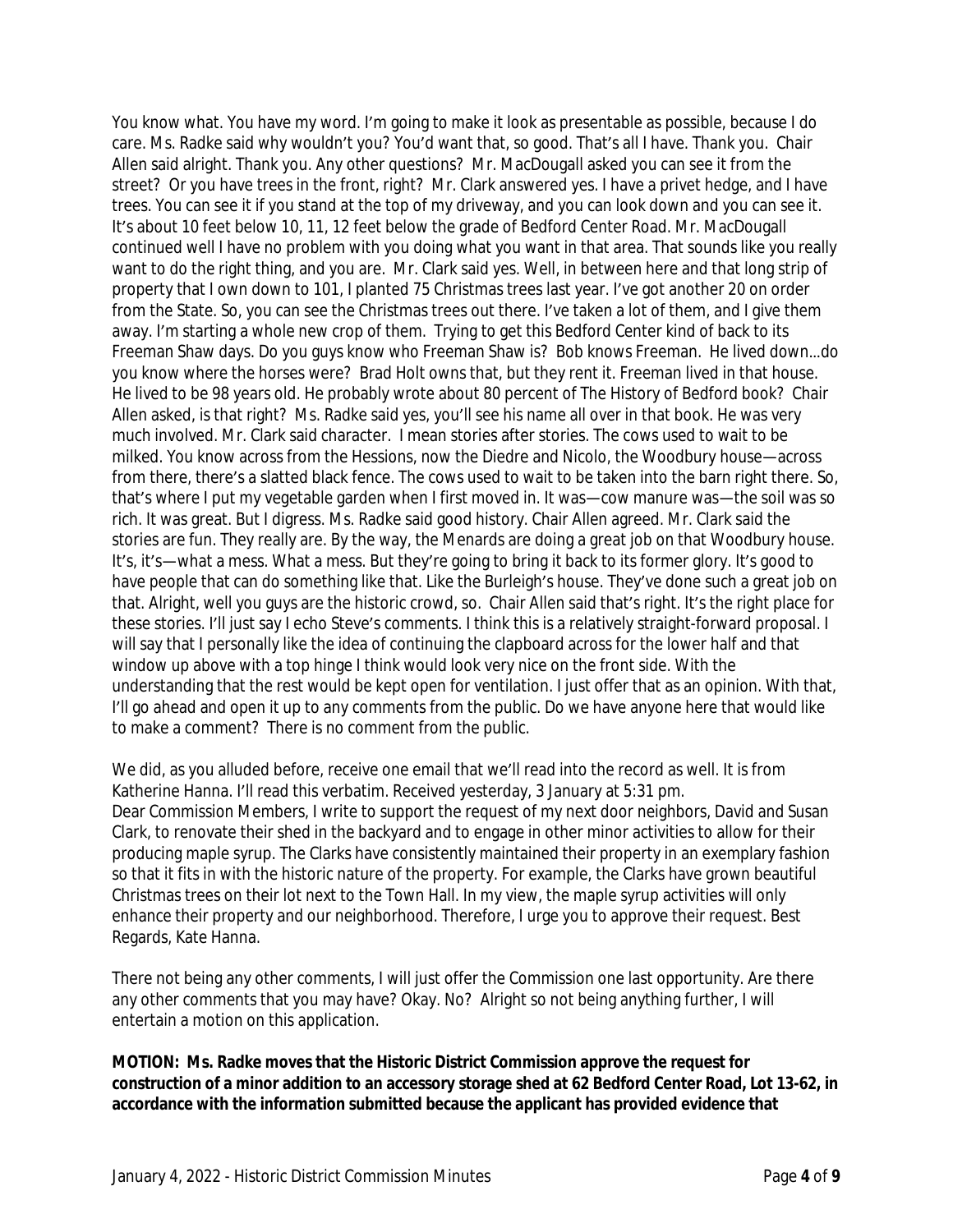You know what. You have my word. I'm going to make it look as presentable as possible, because I do care. Ms. Radke said why wouldn't you? You'd want that, so good. That's all I have. Thank you. Chair Allen said alright. Thank you. Any other questions? Mr. MacDougall asked you can see it from the street? Or you have trees in the front, right? Mr. Clark answered yes. I have a privet hedge, and I have trees. You can see it if you stand at the top of my driveway, and you can look down and you can see it. It's about 10 feet below 10, 11, 12 feet below the grade of Bedford Center Road. Mr. MacDougall continued well I have no problem with you doing what you want in that area. That sounds like you really want to do the right thing, and you are. Mr. Clark said yes. Well, in between here and that long strip of property that I own down to 101, I planted 75 Christmas trees last year. I've got another 20 on order from the State. So, you can see the Christmas trees out there. I've taken a lot of them, and I give them away. I'm starting a whole new crop of them. Trying to get this Bedford Center kind of back to its Freeman Shaw days. Do you guys know who Freeman Shaw is? Bob knows Freeman. He lived down…do you know where the horses were? Brad Holt owns that, but they rent it. Freeman lived in that house. He lived to be 98 years old. He probably wrote about 80 percent of The History of Bedford book? Chair Allen asked, is that right? Ms. Radke said yes, you'll see his name all over in that book. He was very much involved. Mr. Clark said character. I mean stories after stories. The cows used to wait to be milked. You know across from the Hessions, now the Diedre and Nicolo, the Woodbury house—across from there, there's a slatted black fence. The cows used to wait to be taken into the barn right there. So, that's where I put my vegetable garden when I first moved in. It was—cow manure was—the soil was so rich. It was great. But I digress. Ms. Radke said good history. Chair Allen agreed. Mr. Clark said the stories are fun. They really are. By the way, the Menards are doing a great job on that Woodbury house. It's, it's—what a mess. What a mess. But they're going to bring it back to its former glory. It's good to have people that can do something like that. Like the Burleigh's house. They've done such a great job on that. Alright, well you guys are the historic crowd, so. Chair Allen said that's right. It's the right place for these stories. I'll just say I echo Steve's comments. I think this is a relatively straight-forward proposal. I will say that I personally like the idea of continuing the clapboard across for the lower half and that window up above with a top hinge I think would look very nice on the front side. With the understanding that the rest would be kept open for ventilation. I just offer that as an opinion. With that, I'll go ahead and open it up to any comments from the public. Do we have anyone here that would like to make a comment? There is no comment from the public.

We did, as you alluded before, receive one email that we'll read into the record as well. It is from Katherine Hanna. I'll read this verbatim. Received yesterday, 3 January at 5:31 pm.
Dear Commission Members, I write to support the request of my next door neighbors, David and Susan Clark, to renovate their shed in the backyard and to engage in other minor activities to allow for their producing maple syrup. The Clarks have consistently maintained their property in an exemplary fashion so that it fits in with the historic nature of the property. For example, the Clarks have grown beautiful Christmas trees on their lot next to the Town Hall. In my view, the maple syrup activities will only enhance their property and our neighborhood. Therefore, I urge you to approve their request. Best Regards, Kate Hanna.

There not being any other comments, I will just offer the Commission one last opportunity. Are there any other comments that you may have? Okay. No? Alright so not being anything further, I will entertain a motion on this application.

**MOTION: Ms. Radke moves that the Historic District Commission approve the request for construction of a minor addition to an accessory storage shed at 62 Bedford Center Road, Lot 13-62, in accordance with the information submitted because the applicant has provided evidence that**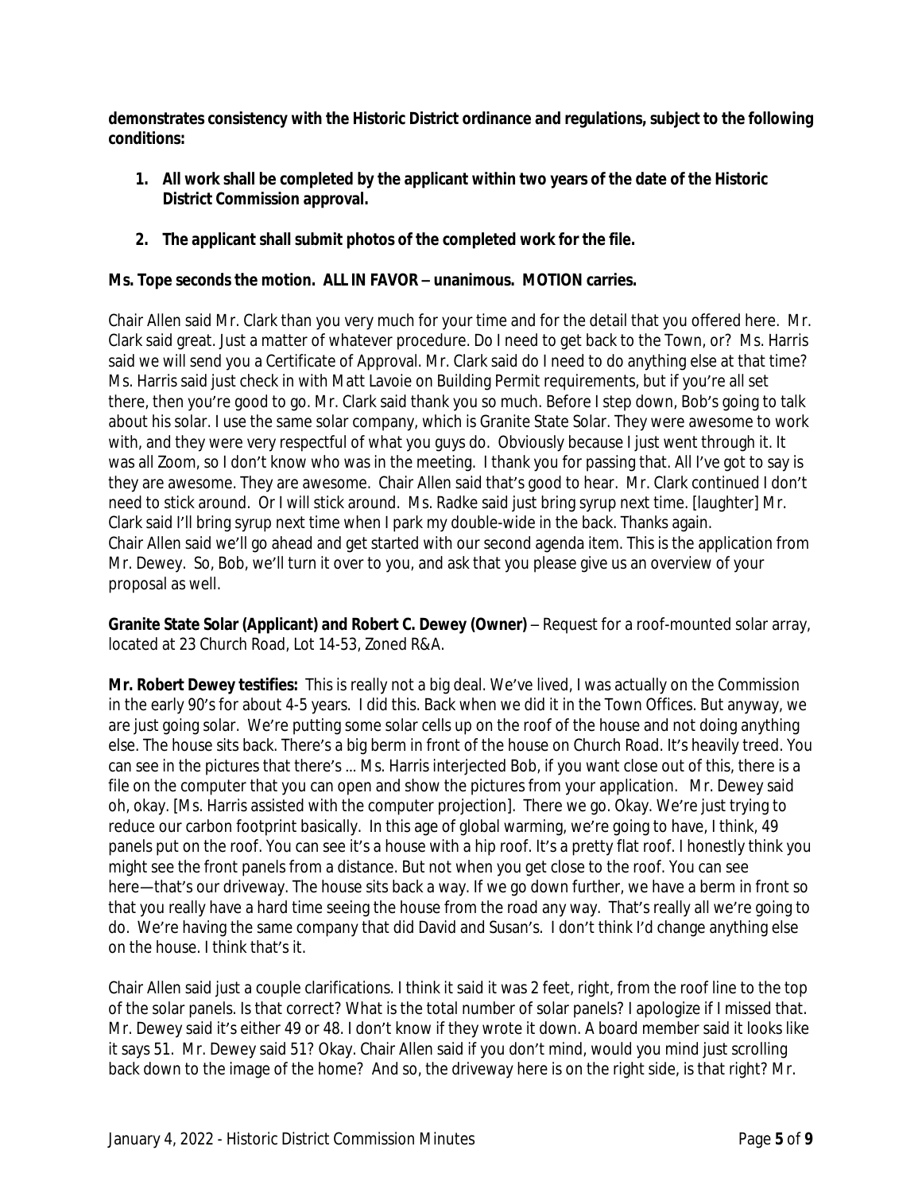**demonstrates consistency with the Historic District ordinance and regulations, subject to the following conditions:**

1. **All work shall be completed by the applicant within two years of the date of the Historic District Commission approval.**

2. **The applicant shall submit photos of the completed work for the file.**

**Ms. Tope seconds the motion. ALL IN FAVOR – unanimous. MOTION carries.**

Chair Allen said Mr. Clark than you very much for your time and for the detail that you offered here. Mr. Clark said great. Just a matter of whatever procedure. Do I need to get back to the Town, or? Ms. Harris said we will send you a Certificate of Approval. Mr. Clark said do I need to do anything else at that time? Ms. Harris said just check in with Matt Lavoie on Building Permit requirements, but if you're all set there, then you're good to go. Mr. Clark said thank you so much. Before I step down, Bob's going to talk about his solar. I use the same solar company, which is Granite State Solar. They were awesome to work with, and they were very respectful of what you guys do. Obviously because I just went through it. It was all Zoom, so I don't know who was in the meeting. I thank you for passing that. All I've got to say is they are awesome. They are awesome. Chair Allen said that's good to hear. Mr. Clark continued I don't need to stick around. Or I will stick around. Ms. Radke said just bring syrup next time. [laughter] Mr. Clark said I'll bring syrup next time when I park my double-wide in the back. Thanks again.
Chair Allen said we'll go ahead and get started with our second agenda item. This is the application from Mr. Dewey. So, Bob, we'll turn it over to you, and ask that you please give us an overview of your proposal as well.

**Granite State Solar (Applicant) and Robert C. Dewey (Owner)** – Request for a roof-mounted solar array, located at 23 Church Road, Lot 14-53, Zoned R&A.

**Mr. Robert Dewey testifies:** This is really not a big deal. We've lived, I was actually on the Commission in the early 90's for about 4-5 years. I did this. Back when we did it in the Town Offices. But anyway, we are just going solar. We're putting some solar cells up on the roof of the house and not doing anything else. The house sits back. There's a big berm in front of the house on Church Road. It's heavily treed. You can see in the pictures that there's ... Ms. Harris interjected Bob, if you want close out of this, there is a file on the computer that you can open and show the pictures from your application. Mr. Dewey said oh, okay. [Ms. Harris assisted with the computer projection]. There we go. Okay. We're just trying to reduce our carbon footprint basically. In this age of global warming, we're going to have, I think, 49 panels put on the roof. You can see it's a house with a hip roof. It's a pretty flat roof. I honestly think you might see the front panels from a distance. But not when you get close to the roof. You can see here—that's our driveway. The house sits back a way. If we go down further, we have a berm in front so that you really have a hard time seeing the house from the road any way. That's really all we're going to do. We're having the same company that did David and Susan's. I don't think I'd change anything else on the house. I think that's it.

Chair Allen said just a couple clarifications. I think it said it was 2 feet, right, from the roof line to the top of the solar panels. Is that correct? What is the total number of solar panels? I apologize if I missed that. Mr. Dewey said it's either 49 or 48. I don't know if they wrote it down. A board member said it looks like it says 51. Mr. Dewey said 51? Okay. Chair Allen said if you don't mind, would you mind just scrolling back down to the image of the home? And so, the driveway here is on the right side, is that right? Mr.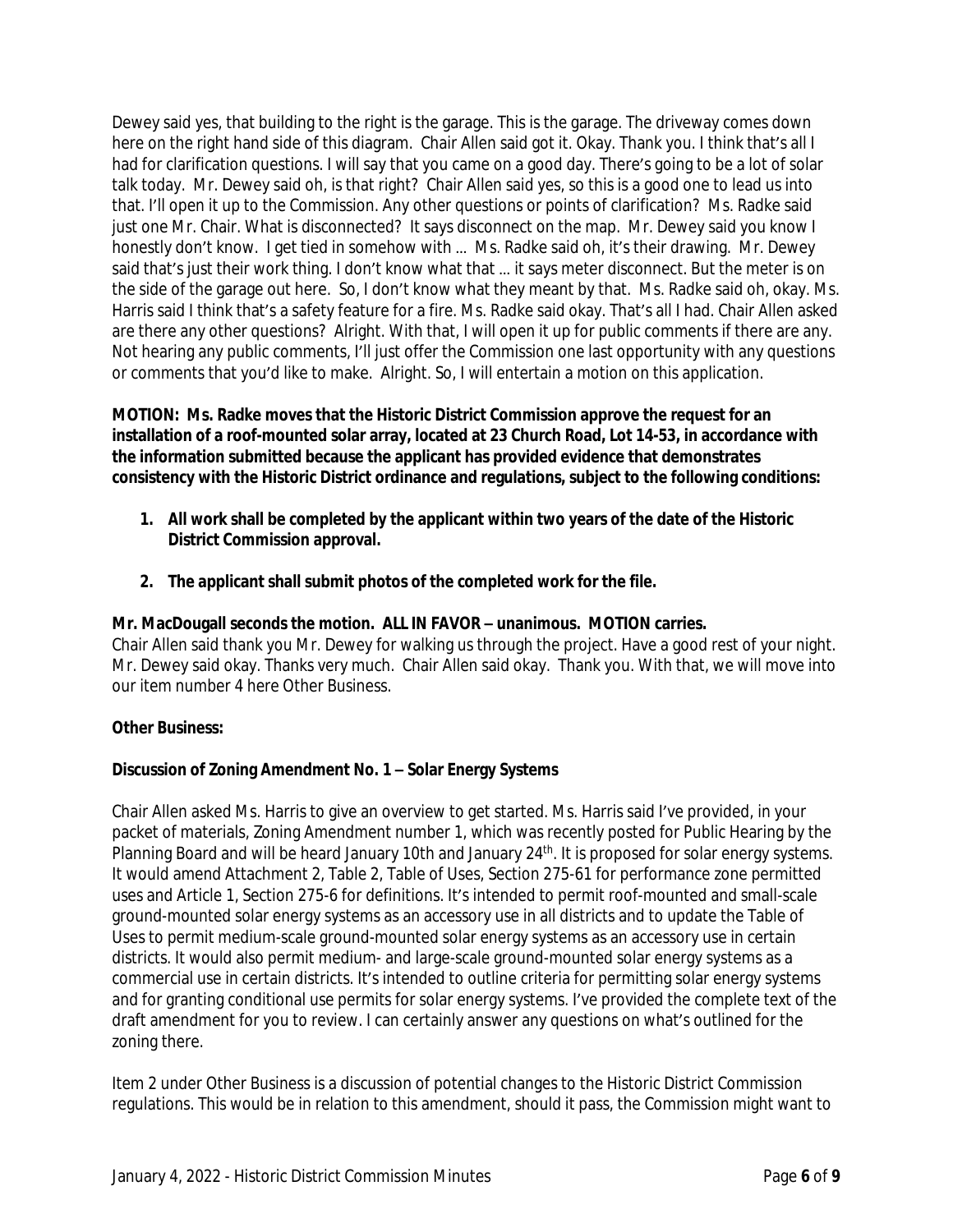Dewey said yes, that building to the right is the garage. This is the garage. The driveway comes down here on the right hand side of this diagram. Chair Allen said got it. Okay. Thank you. I think that's all I had for clarification questions. I will say that you came on a good day. There's going to be a lot of solar talk today. Mr. Dewey said oh, is that right? Chair Allen said yes, so this is a good one to lead us into that. I'll open it up to the Commission. Any other questions or points of clarification? Ms. Radke said just one Mr. Chair. What is disconnected? It says disconnect on the map. Mr. Dewey said you know I honestly don't know. I get tied in somehow with ... Ms. Radke said oh, it's their drawing. Mr. Dewey said that's just their work thing. I don't know what that ... it says meter disconnect. But the meter is on the side of the garage out here. So, I don't know what they meant by that. Ms. Radke said oh, okay. Ms. Harris said I think that's a safety feature for a fire. Ms. Radke said okay. That's all I had. Chair Allen asked are there any other questions? Alright. With that, I will open it up for public comments if there are any. Not hearing any public comments, I'll just offer the Commission one last opportunity with any questions or comments that you'd like to make. Alright. So, I will entertain a motion on this application.

**MOTION: Ms. Radke moves that the Historic District Commission approve the request for an installation of a roof-mounted solar array, located at 23 Church Road, Lot 14-53, in accordance with the information submitted because the applicant has provided evidence that demonstrates consistency with the Historic District ordinance and regulations, subject to the following conditions:**

1. **All work shall be completed by the applicant within two years of the date of the Historic District Commission approval.**
2. **The applicant shall submit photos of the completed work for the file.**

**Mr. MacDougall seconds the motion. ALL IN FAVOR – unanimous. MOTION carries.**
Chair Allen said thank you Mr. Dewey for walking us through the project. Have a good rest of your night. Mr. Dewey said okay. Thanks very much. Chair Allen said okay. Thank you. With that, we will move into our item number 4 here Other Business.

**Other Business:**

**Discussion of Zoning Amendment No. 1 – Solar Energy Systems**

Chair Allen asked Ms. Harris to give an overview to get started. Ms. Harris said I've provided, in your packet of materials, Zoning Amendment number 1, which was recently posted for Public Hearing by the Planning Board and will be heard January 10th and January 24th. It is proposed for solar energy systems. It would amend Attachment 2, Table 2, Table of Uses, Section 275-61 for performance zone permitted uses and Article 1, Section 275-6 for definitions. It's intended to permit roof-mounted and small-scale ground-mounted solar energy systems as an accessory use in all districts and to update the Table of Uses to permit medium-scale ground-mounted solar energy systems as an accessory use in certain districts. It would also permit medium- and large-scale ground-mounted solar energy systems as a commercial use in certain districts. It's intended to outline criteria for permitting solar energy systems and for granting conditional use permits for solar energy systems. I've provided the complete text of the draft amendment for you to review. I can certainly answer any questions on what's outlined for the zoning there.

Item 2 under Other Business is a discussion of potential changes to the Historic District Commission regulations. This would be in relation to this amendment, should it pass, the Commission might want to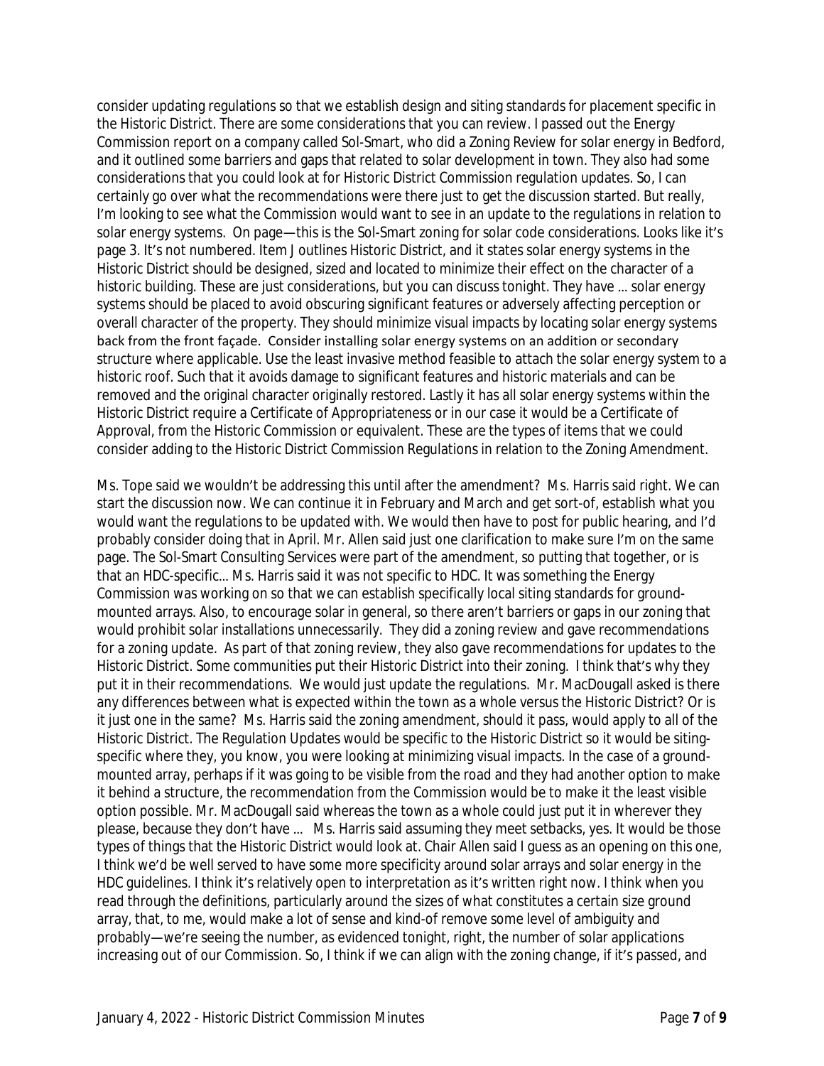consider updating regulations so that we establish design and siting standards for placement specific in the Historic District. There are some considerations that you can review. I passed out the Energy Commission report on a company called Sol-Smart, who did a Zoning Review for solar energy in Bedford, and it outlined some barriers and gaps that related to solar development in town. They also had some considerations that you could look at for Historic District Commission regulation updates. So, I can certainly go over what the recommendations were there just to get the discussion started. But really, I'm looking to see what the Commission would want to see in an update to the regulations in relation to solar energy systems. On page—this is the Sol-Smart zoning for solar code considerations. Looks like it's page 3. It's not numbered. Item J outlines Historic District, and it states solar energy systems in the Historic District should be designed, sized and located to minimize their effect on the character of a historic building. These are just considerations, but you can discuss tonight. They have ... solar energy systems should be placed to avoid obscuring significant features or adversely affecting perception or overall character of the property. They should minimize visual impacts by locating solar energy systems back from the front façade. Consider installing solar energy systems on an addition or secondary structure where applicable. Use the least invasive method feasible to attach the solar energy system to a historic roof. Such that it avoids damage to significant features and historic materials and can be removed and the original character originally restored. Lastly it has all solar energy systems within the Historic District require a Certificate of Appropriateness or in our case it would be a Certificate of Approval, from the Historic Commission or equivalent. These are the types of items that we could consider adding to the Historic District Commission Regulations in relation to the Zoning Amendment.

Ms. Tope said we wouldn't be addressing this until after the amendment? Ms. Harris said right. We can start the discussion now. We can continue it in February and March and get sort-of, establish what you would want the regulations to be updated with. We would then have to post for public hearing, and I'd probably consider doing that in April. Mr. Allen said just one clarification to make sure I'm on the same page. The Sol-Smart Consulting Services were part of the amendment, so putting that together, or is that an HDC-specific... Ms. Harris said it was not specific to HDC. It was something the Energy Commission was working on so that we can establish specifically local siting standards for ground-mounted arrays. Also, to encourage solar in general, so there aren't barriers or gaps in our zoning that would prohibit solar installations unnecessarily. They did a zoning review and gave recommendations for a zoning update. As part of that zoning review, they also gave recommendations for updates to the Historic District. Some communities put their Historic District into their zoning. I think that's why they put it in their recommendations. We would just update the regulations. Mr. MacDougall asked is there any differences between what is expected within the town as a whole versus the Historic District? Or is it just one in the same? Ms. Harris said the zoning amendment, should it pass, would apply to all of the Historic District. The Regulation Updates would be specific to the Historic District so it would be siting-specific where they, you know, you were looking at minimizing visual impacts. In the case of a ground-mounted array, perhaps if it was going to be visible from the road and they had another option to make it behind a structure, the recommendation from the Commission would be to make it the least visible option possible. Mr. MacDougall said whereas the town as a whole could just put it in wherever they please, because they don't have ... Ms. Harris said assuming they meet setbacks, yes. It would be those types of things that the Historic District would look at. Chair Allen said I guess as an opening on this one, I think we'd be well served to have some more specificity around solar arrays and solar energy in the HDC guidelines. I think it's relatively open to interpretation as it's written right now. I think when you read through the definitions, particularly around the sizes of what constitutes a certain size ground array, that, to me, would make a lot of sense and kind-of remove some level of ambiguity and probably—we're seeing the number, as evidenced tonight, right, the number of solar applications increasing out of our Commission. So, I think if we can align with the zoning change, if it's passed, and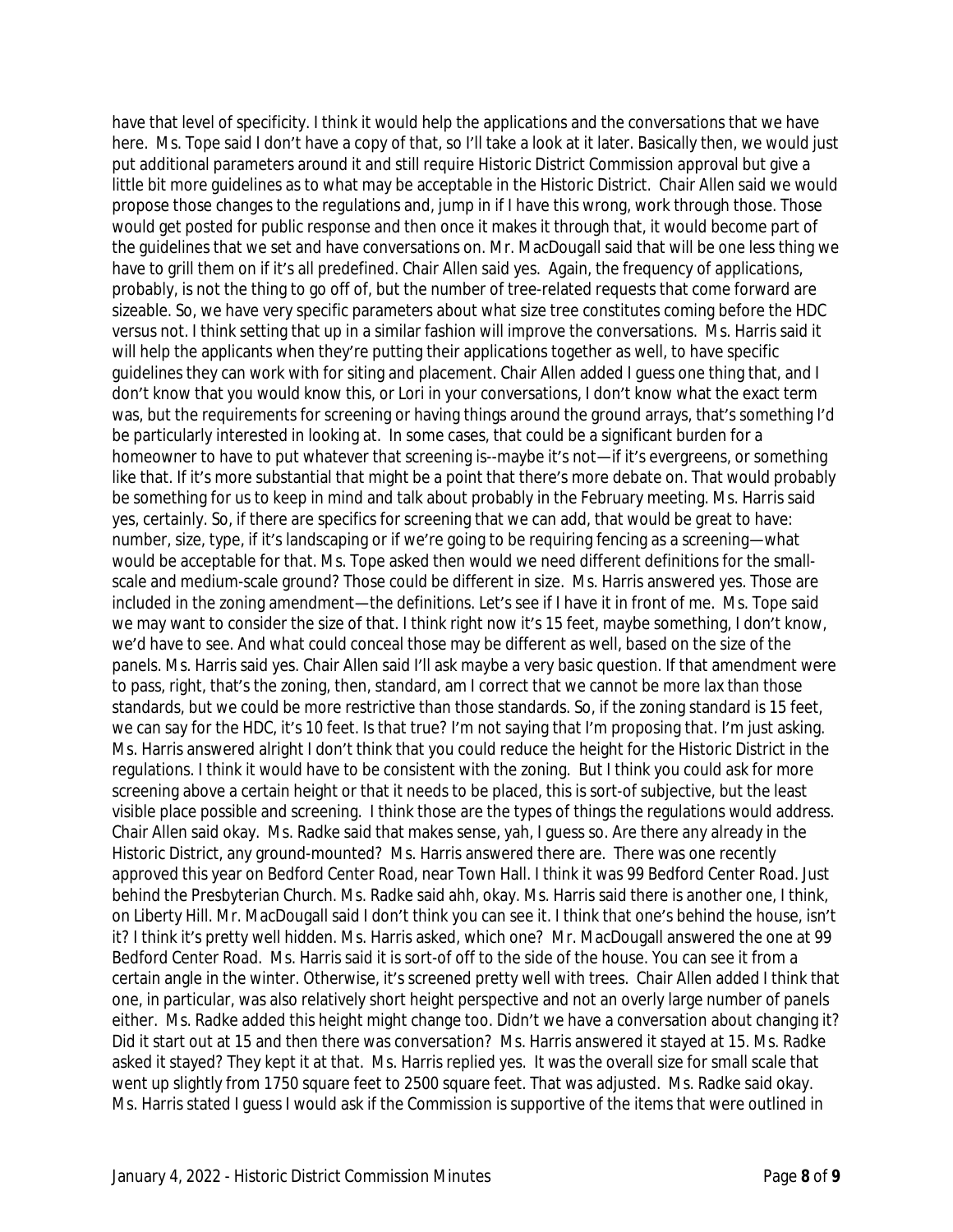have that level of specificity. I think it would help the applications and the conversations that we have here. Ms. Tope said I don't have a copy of that, so I'll take a look at it later. Basically then, we would just put additional parameters around it and still require Historic District Commission approval but give a little bit more guidelines as to what may be acceptable in the Historic District. Chair Allen said we would propose those changes to the regulations and, jump in if I have this wrong, work through those. Those would get posted for public response and then once it makes it through that, it would become part of the guidelines that we set and have conversations on. Mr. MacDougall said that will be one less thing we have to grill them on if it's all predefined. Chair Allen said yes. Again, the frequency of applications, probably, is not the thing to go off of, but the number of tree-related requests that come forward are sizeable. So, we have very specific parameters about what size tree constitutes coming before the HDC versus not. I think setting that up in a similar fashion will improve the conversations. Ms. Harris said it will help the applicants when they're putting their applications together as well, to have specific guidelines they can work with for siting and placement. Chair Allen added I guess one thing that, and I don't know that you would know this, or Lori in your conversations, I don't know what the exact term was, but the requirements for screening or having things around the ground arrays, that's something I'd be particularly interested in looking at. In some cases, that could be a significant burden for a homeowner to have to put whatever that screening is--maybe it's not—if it's evergreens, or something like that. If it's more substantial that might be a point that there's more debate on. That would probably be something for us to keep in mind and talk about probably in the February meeting. Ms. Harris said yes, certainly. So, if there are specifics for screening that we can add, that would be great to have: number, size, type, if it's landscaping or if we're going to be requiring fencing as a screening—what would be acceptable for that. Ms. Tope asked then would we need different definitions for the small-scale and medium-scale ground? Those could be different in size. Ms. Harris answered yes. Those are included in the zoning amendment—the definitions. Let's see if I have it in front of me. Ms. Tope said we may want to consider the size of that. I think right now it's 15 feet, maybe something, I don't know, we'd have to see. And what could conceal those may be different as well, based on the size of the panels. Ms. Harris said yes. Chair Allen said I'll ask maybe a very basic question. If that amendment were to pass, right, that's the zoning, then, standard, am I correct that we cannot be more lax than those standards, but we could be more restrictive than those standards. So, if the zoning standard is 15 feet, we can say for the HDC, it's 10 feet. Is that true? I'm not saying that I'm proposing that. I'm just asking. Ms. Harris answered alright I don't think that you could reduce the height for the Historic District in the regulations. I think it would have to be consistent with the zoning. But I think you could ask for more screening above a certain height or that it needs to be placed, this is sort-of subjective, but the least visible place possible and screening. I think those are the types of things the regulations would address. Chair Allen said okay. Ms. Radke said that makes sense, yah, I guess so. Are there any already in the Historic District, any ground-mounted? Ms. Harris answered there are. There was one recently approved this year on Bedford Center Road, near Town Hall. I think it was 99 Bedford Center Road. Just behind the Presbyterian Church. Ms. Radke said ahh, okay. Ms. Harris said there is another one, I think, on Liberty Hill. Mr. MacDougall said I don't think you can see it. I think that one's behind the house, isn't it? I think it's pretty well hidden. Ms. Harris asked, which one? Mr. MacDougall answered the one at 99 Bedford Center Road. Ms. Harris said it is sort-of off to the side of the house. You can see it from a certain angle in the winter. Otherwise, it's screened pretty well with trees. Chair Allen added I think that one, in particular, was also relatively short height perspective and not an overly large number of panels either. Ms. Radke added this height might change too. Didn't we have a conversation about changing it? Did it start out at 15 and then there was conversation? Ms. Harris answered it stayed at 15. Ms. Radke asked it stayed? They kept it at that. Ms. Harris replied yes. It was the overall size for small scale that went up slightly from 1750 square feet to 2500 square feet. That was adjusted. Ms. Radke said okay. Ms. Harris stated I guess I would ask if the Commission is supportive of the items that were outlined in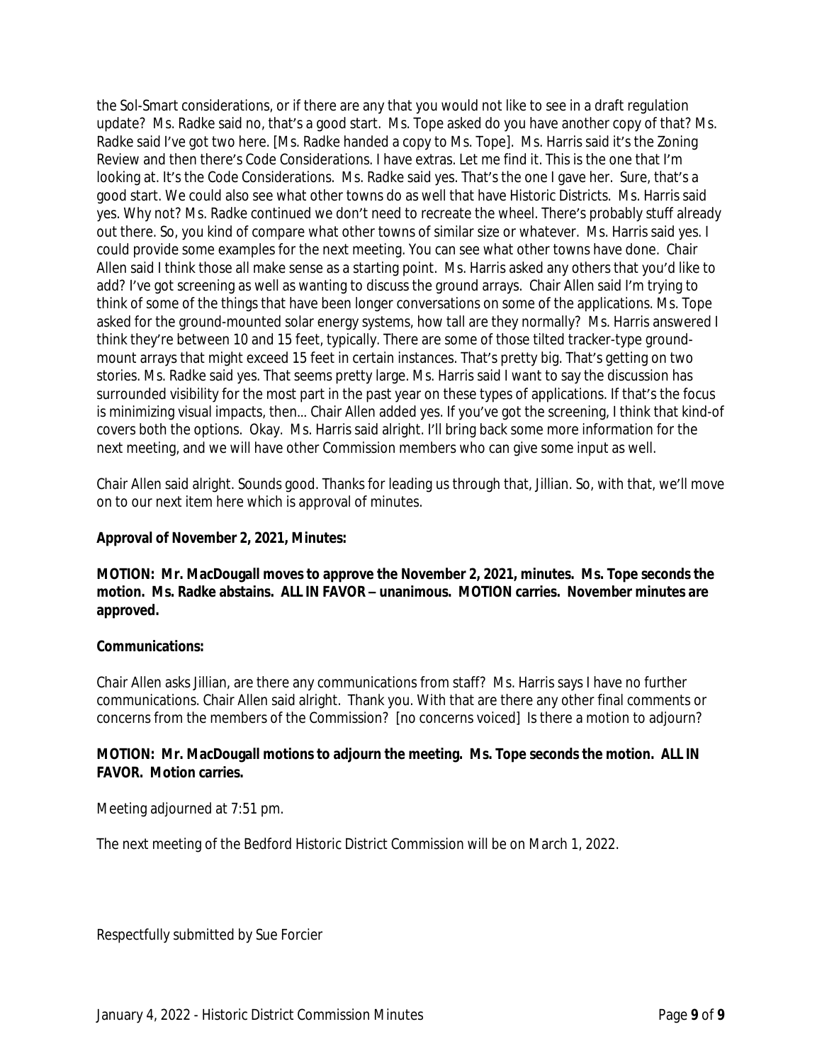the Sol-Smart considerations, or if there are any that you would not like to see in a draft regulation update? Ms. Radke said no, that's a good start. Ms. Tope asked do you have another copy of that? Ms. Radke said I've got two here. [Ms. Radke handed a copy to Ms. Tope]. Ms. Harris said it's the Zoning Review and then there's Code Considerations. I have extras. Let me find it. This is the one that I'm looking at. It's the Code Considerations. Ms. Radke said yes. That's the one I gave her. Sure, that's a good start. We could also see what other towns do as well that have Historic Districts. Ms. Harris said yes. Why not? Ms. Radke continued we don't need to recreate the wheel. There's probably stuff already out there. So, you kind of compare what other towns of similar size or whatever. Ms. Harris said yes. I could provide some examples for the next meeting. You can see what other towns have done. Chair Allen said I think those all make sense as a starting point. Ms. Harris asked any others that you'd like to add? I've got screening as well as wanting to discuss the ground arrays. Chair Allen said I'm trying to think of some of the things that have been longer conversations on some of the applications. Ms. Tope asked for the ground-mounted solar energy systems, how tall are they normally? Ms. Harris answered I think they're between 10 and 15 feet, typically. There are some of those tilted tracker-type ground-mount arrays that might exceed 15 feet in certain instances. That's pretty big. That's getting on two stories. Ms. Radke said yes. That seems pretty large. Ms. Harris said I want to say the discussion has surrounded visibility for the most part in the past year on these types of applications. If that's the focus is minimizing visual impacts, then... Chair Allen added yes. If you've got the screening, I think that kind-of covers both the options. Okay. Ms. Harris said alright. I'll bring back some more information for the next meeting, and we will have other Commission members who can give some input as well.

Chair Allen said alright. Sounds good. Thanks for leading us through that, Jillian. So, with that, we'll move on to our next item here which is approval of minutes.

**Approval of November 2, 2021, Minutes:**

**MOTION: Mr. MacDougall moves to approve the November 2, 2021, minutes. Ms. Tope seconds the motion. Ms. Radke abstains. ALL IN FAVOR – unanimous. MOTION carries. November minutes are approved.**

**Communications:**

Chair Allen asks Jillian, are there any communications from staff? Ms. Harris says I have no further communications. Chair Allen said alright. Thank you. With that are there any other final comments or concerns from the members of the Commission? [no concerns voiced] Is there a motion to adjourn?

**MOTION: Mr. MacDougall motions to adjourn the meeting. Ms. Tope seconds the motion. ALL IN FAVOR. Motion carries.**

Meeting adjourned at 7:51 pm.

The next meeting of the Bedford Historic District Commission will be on March 1, 2022.

Respectfully submitted by Sue Forcier